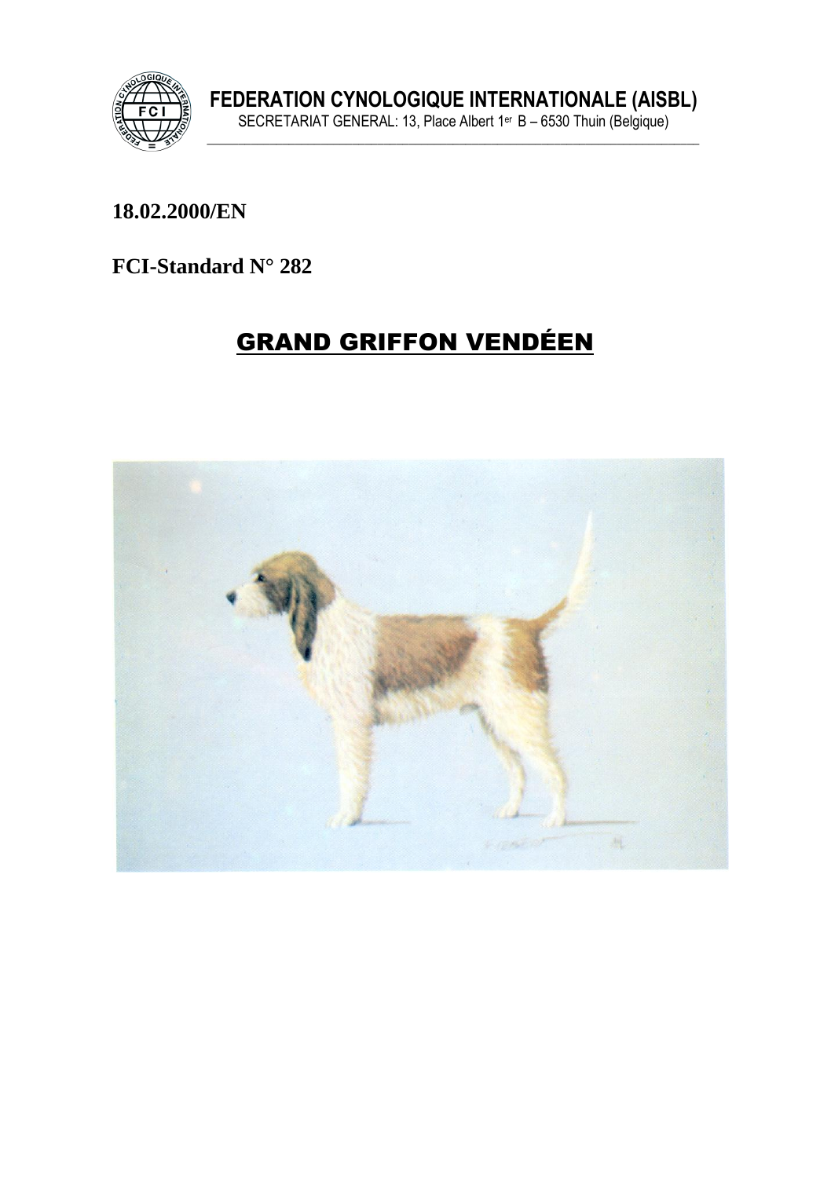FEDERATION CYNOLOGIQUE INTERNATIONALE (AISBL)

SECRETARIAT GENERAL: 13, Place Albert 1er B – 6530 Thuin (Belgique)

**18.02.2000/EN**

**FCI-Standard N° 282**

# GRAND GRIFFON VENDÉEN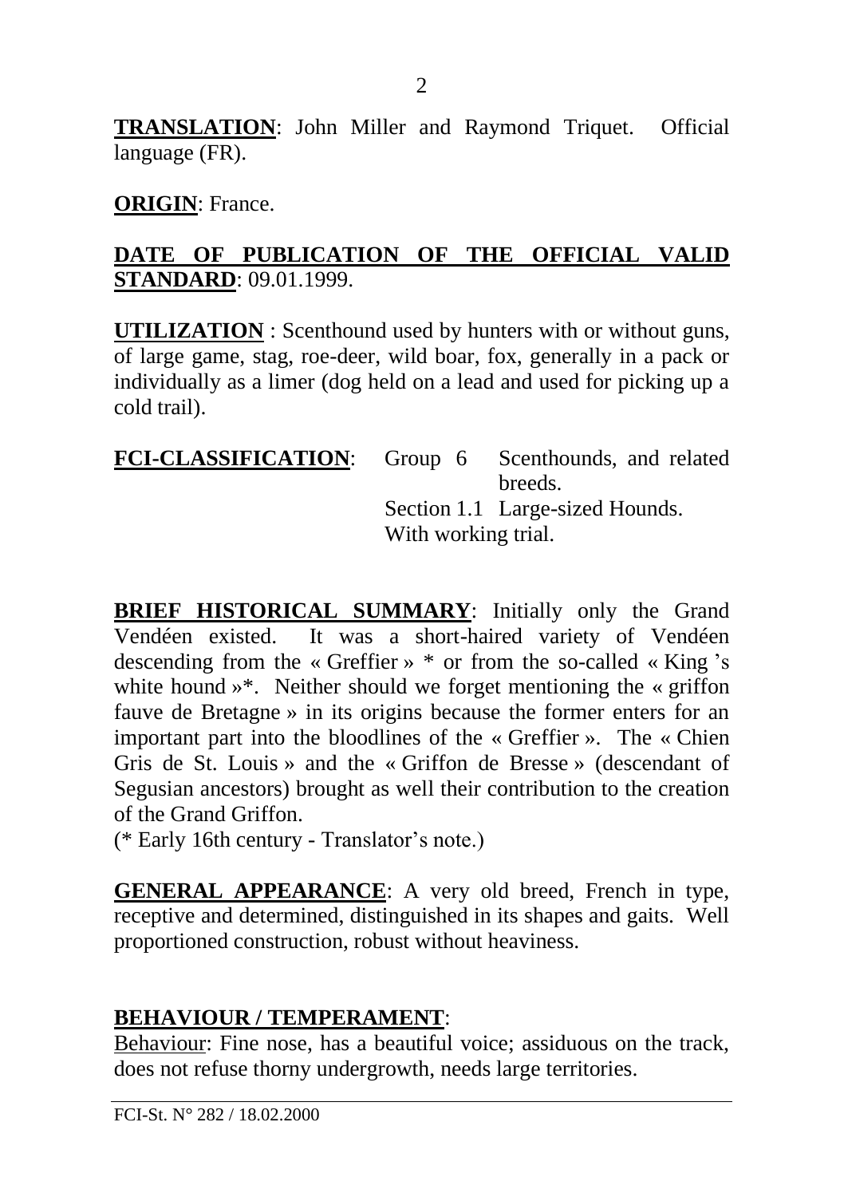**TRANSLATION**: John Miller and Raymond Triquet. Official language (FR).

**ORIGIN**: France.

**DATE OF PUBLICATION OF THE OFFICIAL VALID STANDARD**: 09.01.1999.

**UTILIZATION** : Scenthound used by hunters with or without guns, of large game, stag, roe-deer, wild boar, fox, generally in a pack or individually as a limer (dog held on a lead and used for picking up a cold trail).

**FCI-CLASSIFICATION**: Group 6 Scenthounds, and related breeds.
Section 1.1 Large-sized Hounds.
With working trial.

**BRIEF HISTORICAL SUMMARY**: Initially only the Grand Vendéen existed. It was a short-haired variety of Vendéen descending from the « Greffier » * or from the so-called « King 's white hound »*. Neither should we forget mentioning the « griffon fauve de Bretagne » in its origins because the former enters for an important part into the bloodlines of the « Greffier ». The « Chien Gris de St. Louis » and the « Griffon de Bresse » (descendant of Segusian ancestors) brought as well their contribution to the creation of the Grand Griffon.
(* Early 16th century - Translator's note.)

**GENERAL APPEARANCE**: A very old breed, French in type, receptive and determined, distinguished in its shapes and gaits. Well proportioned construction, robust without heaviness.

**BEHAVIOUR / TEMPERAMENT**:
Behaviour: Fine nose, has a beautiful voice; assiduous on the track, does not refuse thorny undergrowth, needs large territories.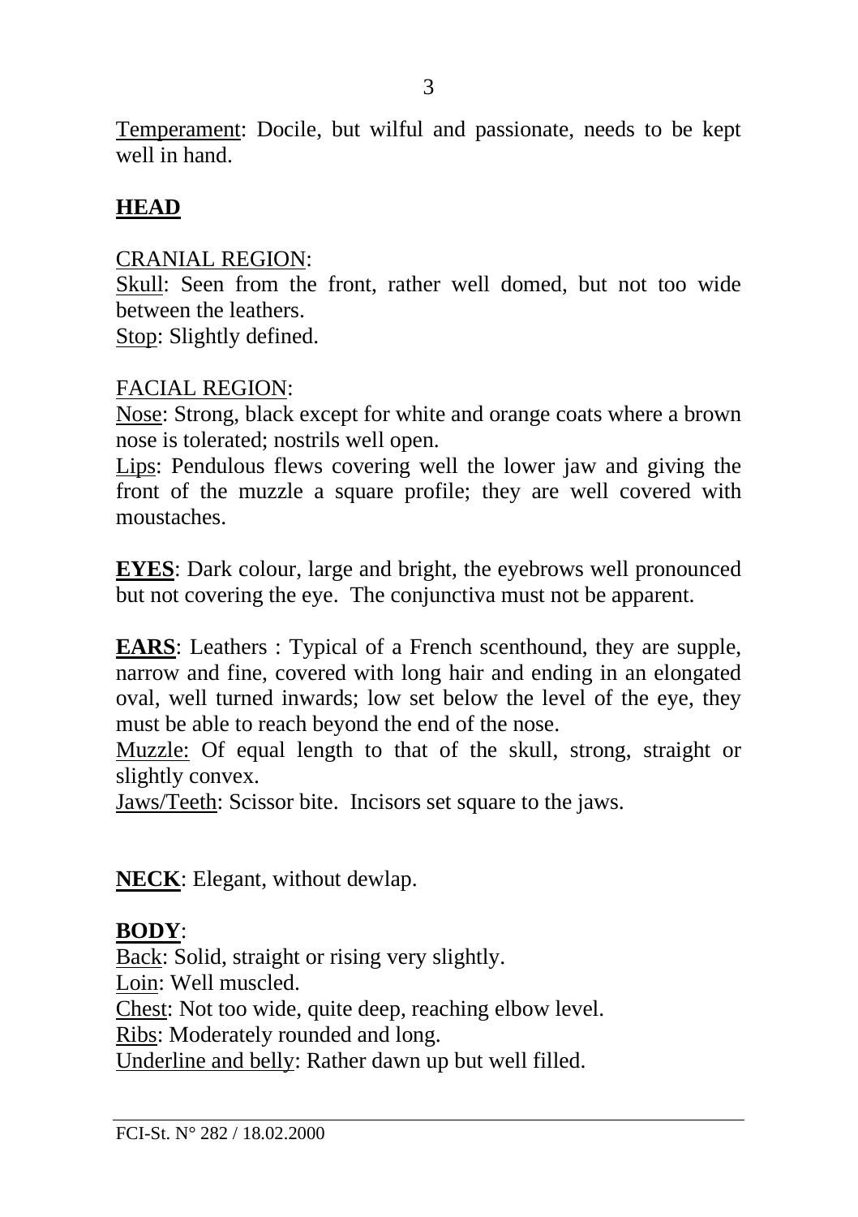Temperament: Docile, but wilful and passionate, needs to be kept well in hand.

## HEAD

CRANIAL REGION:

Skull: Seen from the front, rather well domed, but not too wide between the leathers.

Stop: Slightly defined.

FACIAL REGION:

Nose: Strong, black except for white and orange coats where a brown nose is tolerated; nostrils well open.

Lips: Pendulous flews covering well the lower jaw and giving the front of the muzzle a square profile; they are well covered with moustaches.

**EYES**: Dark colour, large and bright, the eyebrows well pronounced but not covering the eye. The conjunctiva must not be apparent.

**EARS**: Leathers : Typical of a French scenthound, they are supple, narrow and fine, covered with long hair and ending in an elongated oval, well turned inwards; low set below the level of the eye, they must be able to reach beyond the end of the nose.

Muzzle: Of equal length to that of the skull, strong, straight or slightly convex.

Jaws/Teeth: Scissor bite. Incisors set square to the jaws.

**NECK**: Elegant, without dewlap.

**BODY**:

Back: Solid, straight or rising very slightly.

Loin: Well muscled.

Chest: Not too wide, quite deep, reaching elbow level.

Ribs: Moderately rounded and long.

Underline and belly: Rather dawn up but well filled.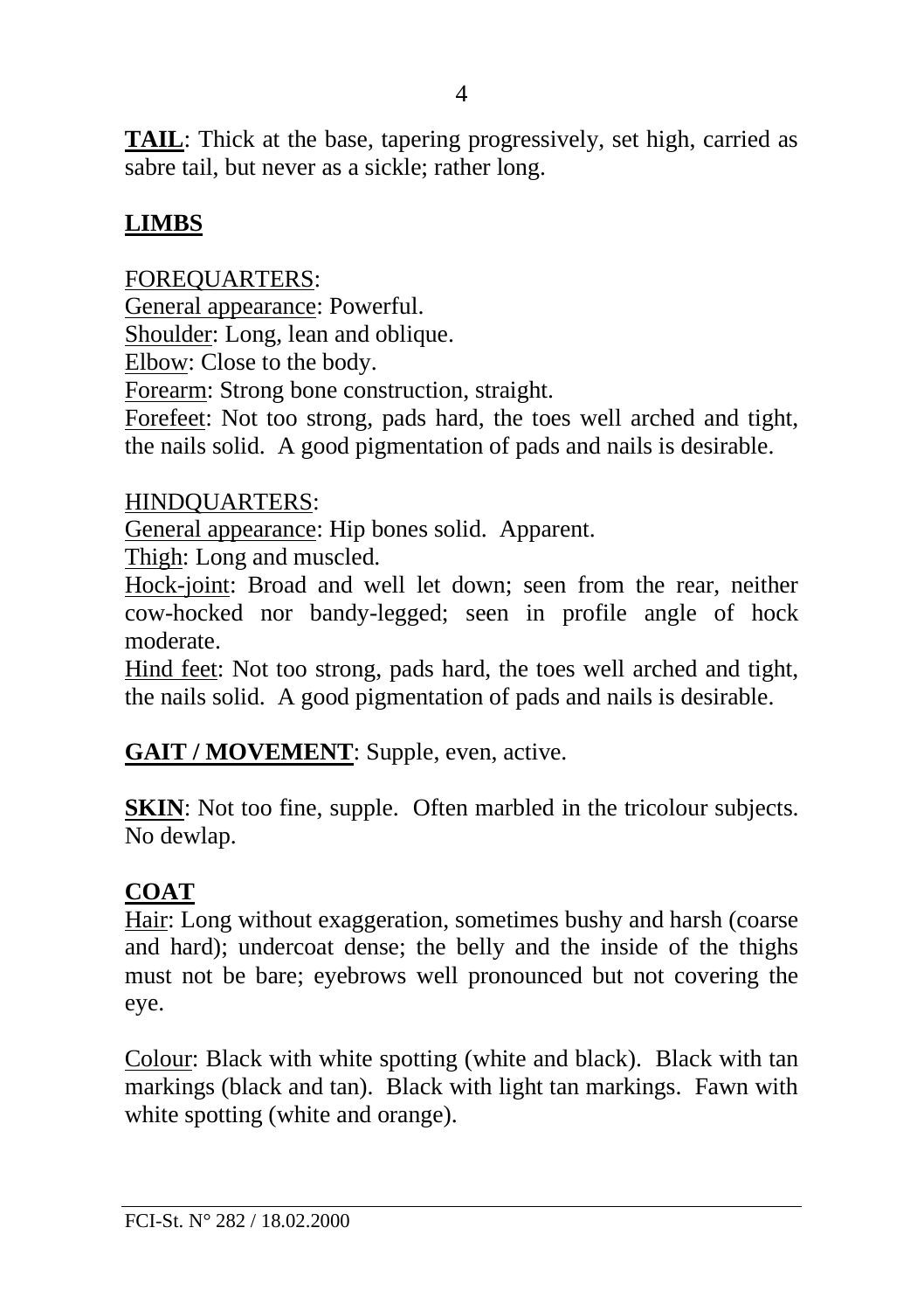**TAIL**: Thick at the base, tapering progressively, set high, carried as sabre tail, but never as a sickle; rather long.

## LIMBS

FOREQUARTERS:
General appearance: Powerful.
Shoulder: Long, lean and oblique.
Elbow: Close to the body.
Forearm: Strong bone construction, straight.
Forefeet: Not too strong, pads hard, the toes well arched and tight, the nails solid. A good pigmentation of pads and nails is desirable.

HINDQUARTERS:
General appearance: Hip bones solid. Apparent.
Thigh: Long and muscled.
Hock-joint: Broad and well let down; seen from the rear, neither cow-hocked nor bandy-legged; seen in profile angle of hock moderate.
Hind feet: Not too strong, pads hard, the toes well arched and tight, the nails solid. A good pigmentation of pads and nails is desirable.

**GAIT / MOVEMENT**: Supple, even, active.

**SKIN**: Not too fine, supple. Often marbled in the tricolour subjects. No dewlap.

## COAT

Hair: Long without exaggeration, sometimes bushy and harsh (coarse and hard); undercoat dense; the belly and the inside of the thighs must not be bare; eyebrows well pronounced but not covering the eye.

Colour: Black with white spotting (white and black). Black with tan markings (black and tan). Black with light tan markings. Fawn with white spotting (white and orange).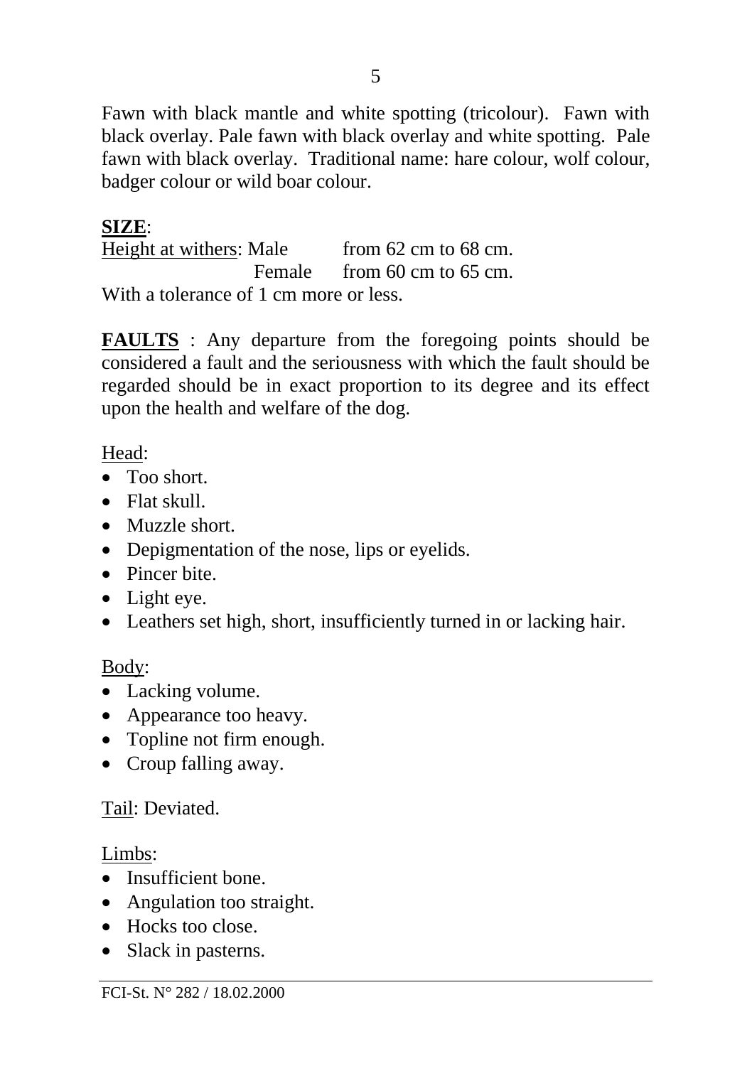Fawn with black mantle and white spotting (tricolour). Fawn with black overlay. Pale fawn with black overlay and white spotting. Pale fawn with black overlay. Traditional name: hare colour, wolf colour, badger colour or wild boar colour.

**SIZE**:

Height at withers: Male from 62 cm to 68 cm.
Female from 60 cm to 65 cm.

With a tolerance of 1 cm more or less.

**FAULTS** : Any departure from the foregoing points should be considered a fault and the seriousness with which the fault should be regarded should be in exact proportion to its degree and its effect upon the health and welfare of the dog.

Head:

- Too short.
- Flat skull.
- Muzzle short.
- Depigmentation of the nose, lips or eyelids.
- Pincer bite.
- Light eye.
- Leathers set high, short, insufficiently turned in or lacking hair.

Body:

- Lacking volume.
- Appearance too heavy.
- Topline not firm enough.
- Croup falling away.

Tail: Deviated.

Limbs:

- Insufficient bone.
- Angulation too straight.
- Hocks too close.
- Slack in pasterns.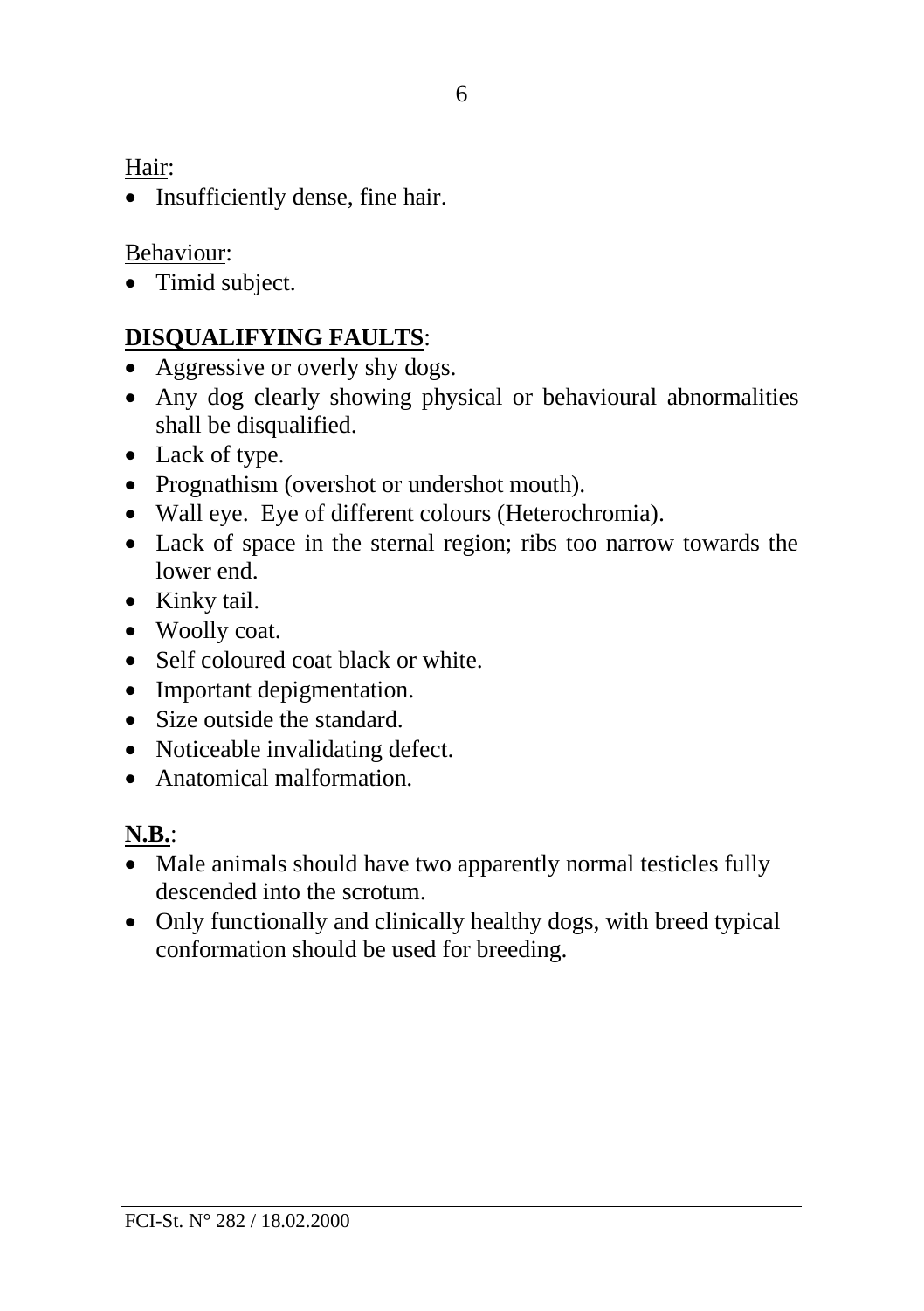Hair:

- Insufficiently dense, fine hair.

Behaviour:

- Timid subject.

**DISQUALIFYING FAULTS**:

- Aggressive or overly shy dogs.
- Any dog clearly showing physical or behavioural abnormalities shall be disqualified.
- Lack of type.
- Prognathism (overshot or undershot mouth).
- Wall eye. Eye of different colours (Heterochromia).
- Lack of space in the sternal region; ribs too narrow towards the lower end.
- Kinky tail.
- Woolly coat.
- Self coloured coat black or white.
- Important depigmentation.
- Size outside the standard.
- Noticeable invalidating defect.
- Anatomical malformation.

**N.B.**:

- Male animals should have two apparently normal testicles fully descended into the scrotum.
- Only functionally and clinically healthy dogs, with breed typical conformation should be used for breeding.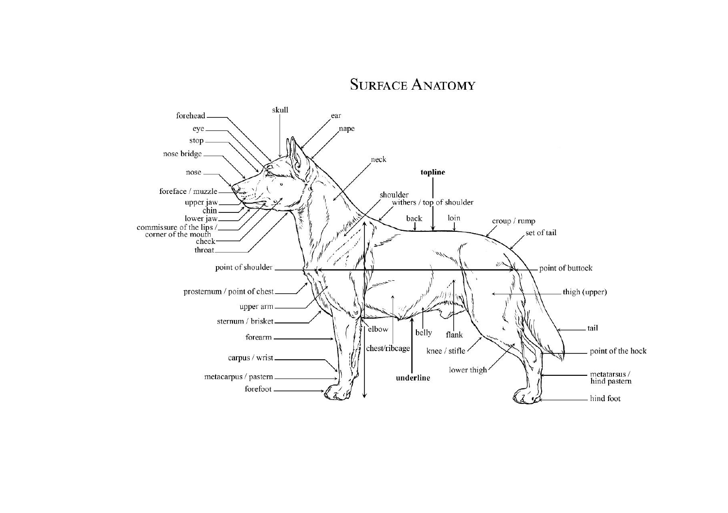# Surface Anatomy

forehead
eye
stop
nose bridge
nose
foreface / muzzle
upper jaw
chin
lower jaw
commissure of the lips / corner of the mouth
cheek
throat
skull
ear
nape
neck
topline
shoulder
withers / top of shoulder
back
loin
croup / rump
set of tail
point of shoulder
point of buttock
prosternum / point of chest
thigh (upper)
upper arm
sternum / brisket
elbow
belly
flank
tail
forearm
chest/ribcage
knee / stifle
point of the hock
carpus / wrist
lower thigh
metacarpus / pastern
underline
metatarsus / hind pastern
forefoot
hind foot